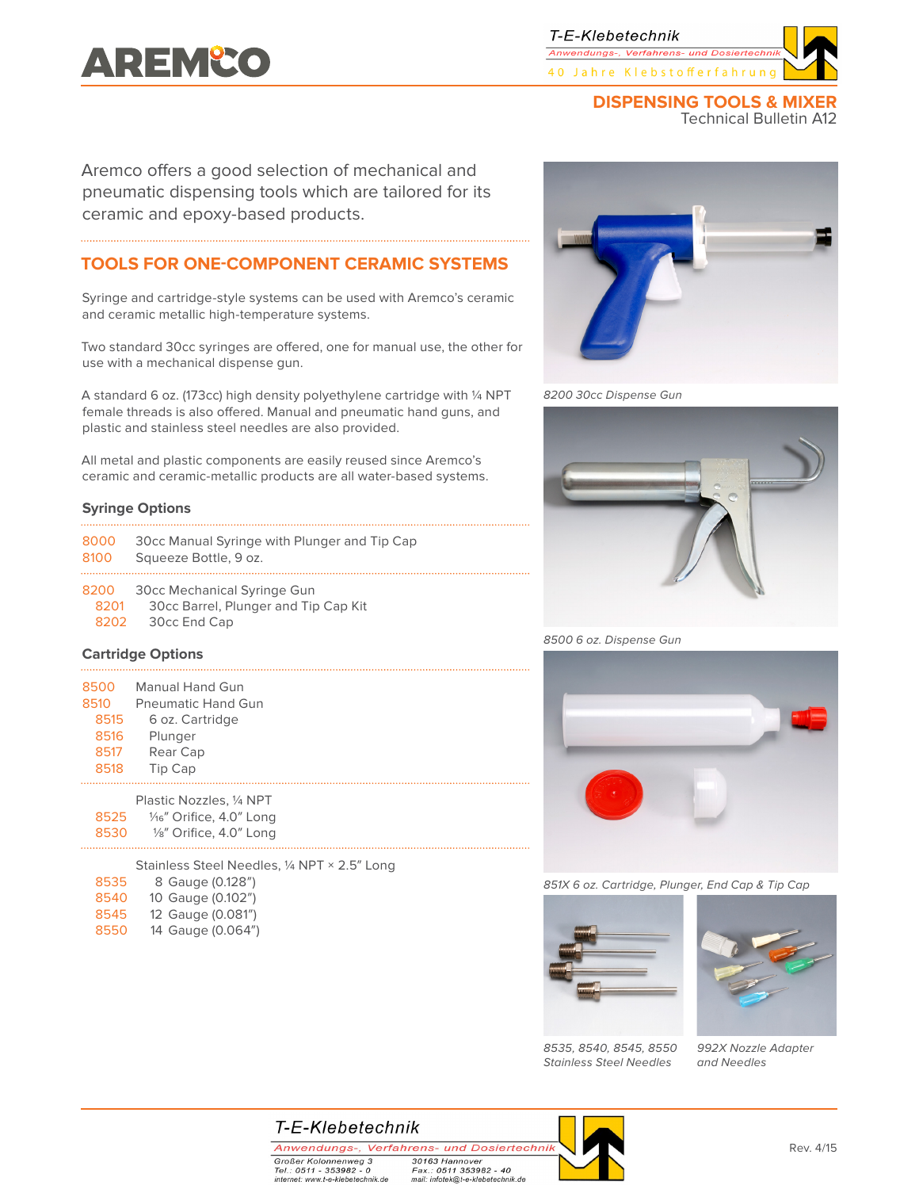# DISPENSING TOOLS & MIXER

Technical Bulletin A12

Aremco offers a good selection of mechanical and pneumatic dispensing tools which are tailored for its ceramic and epoxy-based products.

## TOOLS FOR ONE-COMPONENT CERAMIC SYSTEMS

Syringe and cartridge-style systems can be used with Aremco's ceramic and ceramic metallic high-temperature systems.

Two standard 30cc syringes are offered, one for manual use, the other for use with a mechanical dispense gun.

A standard 6 oz. (173cc) high density polyethylene cartridge with ¼ NPT female threads is also offered. Manual and pneumatic hand guns, and plastic and stainless steel needles are also provided.

All metal and plastic components are easily reused since Aremco's ceramic and ceramic-metallic products are all water-based systems.

### Syringe Options

- 8000 30cc Manual Syringe with Plunger and Tip Cap
- 8100 Squeeze Bottle, 9 oz.

- 8200 30cc Mechanical Syringe Gun
  - 8201 30cc Barrel, Plunger and Tip Cap Kit
  - 8202 30cc End Cap

### Cartridge Options

- 8500 Manual Hand Gun
- 8510 Pneumatic Hand Gun
  - 8515 6 oz. Cartridge
  - 8516 Plunger
  - 8517 Rear Cap
  - 8518 Tip Cap

Plastic Nozzles, ¼ NPT

- 8525 1/16" Orifice, 4.0" Long
- 8530 1/8" Orifice, 4.0" Long

Stainless Steel Needles, ¼ NPT × 2.5" Long

- 8535 8 Gauge (0.128")
- 8540 10 Gauge (0.102")
- 8545 12 Gauge (0.081")
- 8550 14 Gauge (0.064")

8200 30cc Dispense Gun

8500 6 oz. Dispense Gun

851X 6 oz. Cartridge, Plunger, End Cap & Tip Cap

8535, 8540, 8545, 8550 Stainless Steel Needles

992X Nozzle Adapter and Needles

Rev. 4/15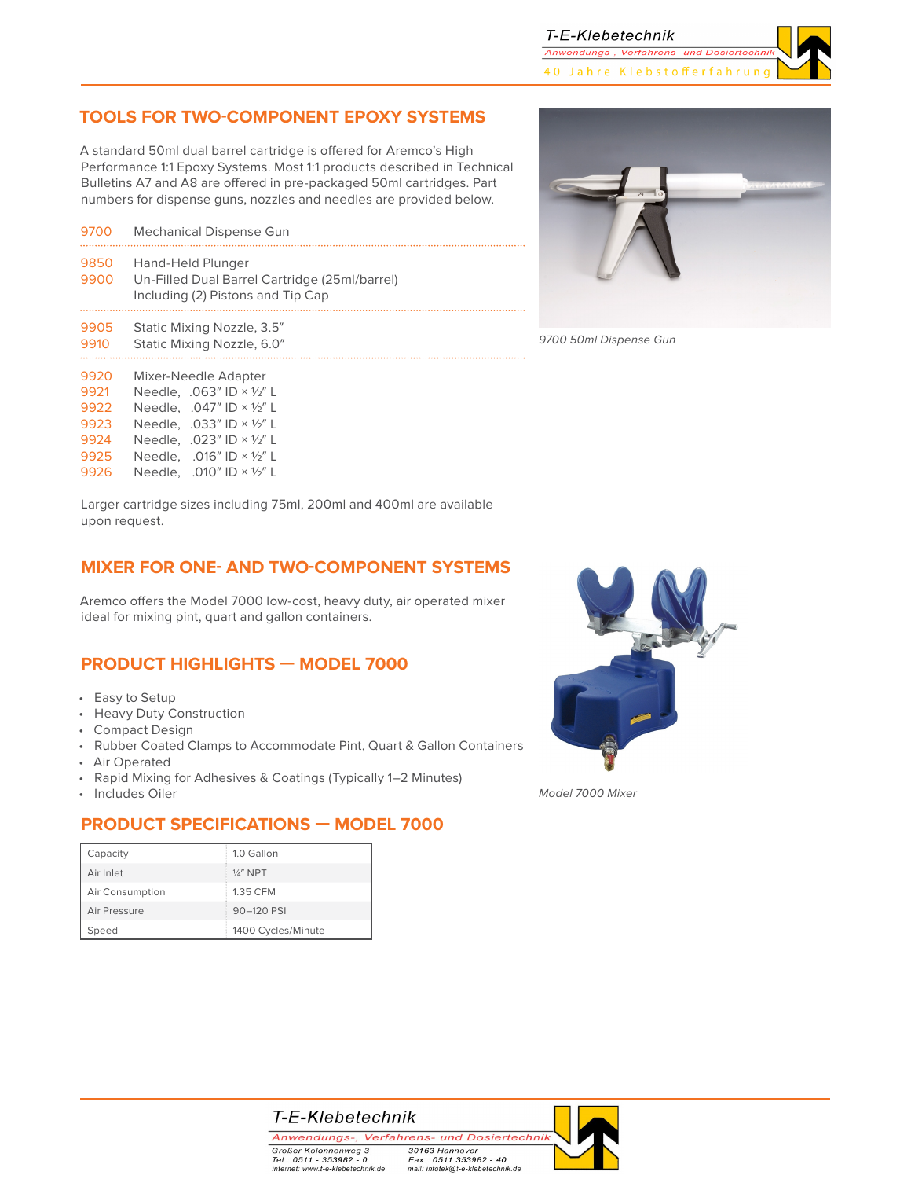## TOOLS FOR TWO-COMPONENT EPOXY SYSTEMS

A standard 50ml dual barrel cartridge is offered for Aremco's High Performance 1:1 Epoxy Systems. Most 1:1 products described in Technical Bulletins A7 and A8 are offered in pre-packaged 50ml cartridges. Part numbers for dispense guns, nozzles and needles are provided below.

| | |
|---|---|
| 9700 | Mechanical Dispense Gun |
| 9850 | Hand-Held Plunger |
| 9900 | Un-Filled Dual Barrel Cartridge (25ml/barrel) Including (2) Pistons and Tip Cap |
| 9905 | Static Mixing Nozzle, 3.5″ |
| 9910 | Static Mixing Nozzle, 6.0″ |
| 9920 | Mixer-Needle Adapter |
| 9921 | Needle, .063″ ID × ½″ L |
| 9922 | Needle, .047″ ID × ½″ L |
| 9923 | Needle, .033″ ID × ½″ L |
| 9924 | Needle, .023″ ID × ½″ L |
| 9925 | Needle, .016″ ID × ½″ L |
| 9926 | Needle, .010″ ID × ½″ L |

Larger cartridge sizes including 75ml, 200ml and 400ml are available upon request.

*9700 50ml Dispense Gun*

## MIXER FOR ONE- AND TWO-COMPONENT SYSTEMS

Aremco offers the Model 7000 low-cost, heavy duty, air operated mixer ideal for mixing pint, quart and gallon containers.

## PRODUCT HIGHLIGHTS — MODEL 7000

- Easy to Setup
- Heavy Duty Construction
- Compact Design
- Rubber Coated Clamps to Accommodate Pint, Quart & Gallon Containers
- Air Operated
- Rapid Mixing for Adhesives & Coatings (Typically 1–2 Minutes)
- Includes Oiler

*Model 7000 Mixer*

## PRODUCT SPECIFICATIONS — MODEL 7000

| | |
|---|---|
| Capacity | 1.0 Gallon |
| Air Inlet | ¼″ NPT |
| Air Consumption | 1.35 CFM |
| Air Pressure | 90–120 PSI |
| Speed | 1400 Cycles/Minute |

T-E-Klebetechnik
Anwendungs-, Verfahrens- und Dosiertechnik
Großer Kolonnenweg 3, 30163 Hannover
Tel.: 0511 - 353982 - 0, Fax.: 0511 353982 - 40
internet: www.t-e-klebetechnik.de, mail: infotek@t-e-klebetechnik.de